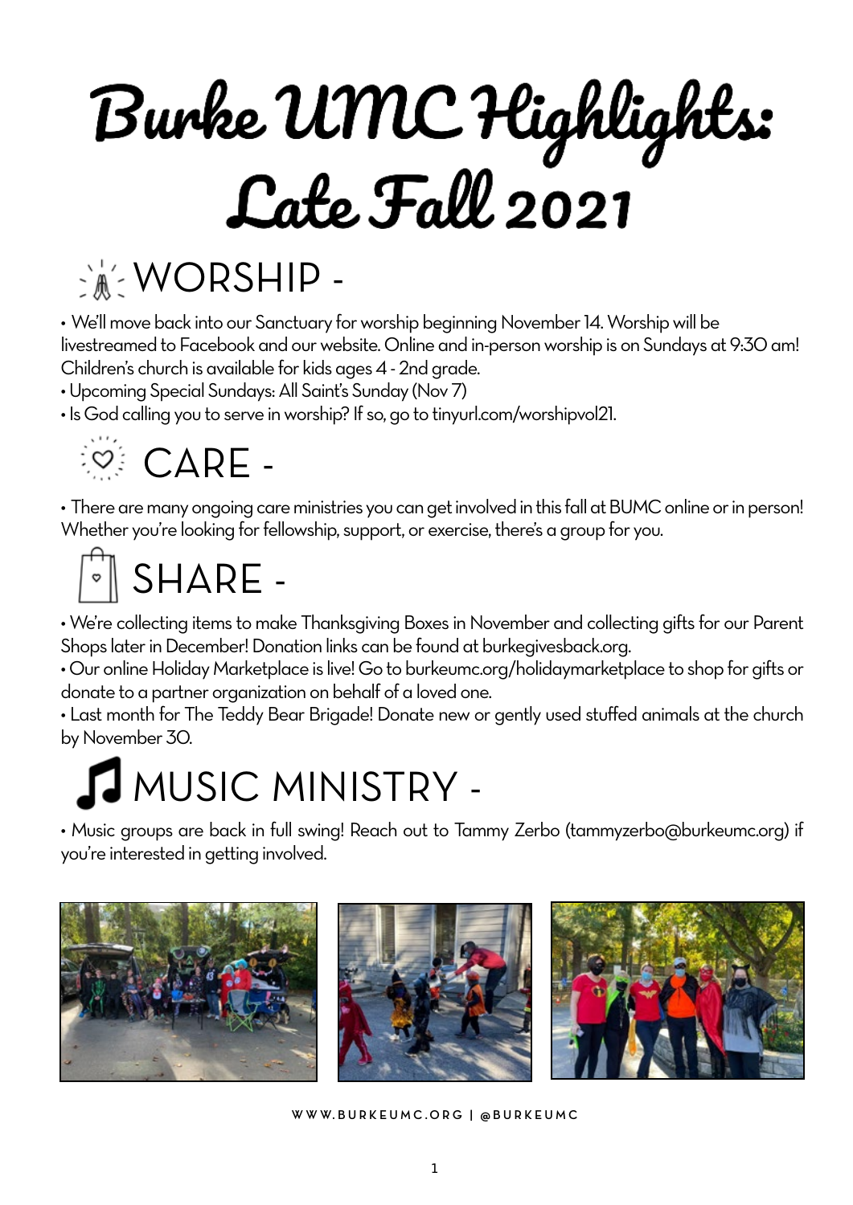# Burke UMC Highlights: Late Fall 2021

## WORSHIP -

- We'll move back into our Sanctuary for worship beginning November 14. Worship will be livestreamed to Facebook and our website. Online and in-person worship is on Sundays at 9:30 am! Children's church is available for kids ages 4 - 2nd grade.
- Upcoming Special Sundays: All Saint's Sunday (Nov 7)
- Is God calling you to serve in worship? If so, go to tinyurl.com/worshipvol21.

## CARE -

- There are many ongoing care ministries you can get involved in this fall at BUMC online or in person! Whether you're looking for fellowship, support, or exercise, there's a group for you.

## SHARE -

- We're collecting items to make Thanksgiving Boxes in November and collecting gifts for our Parent Shops later in December! Donation links can be found at burkegivesback.org.
- Our online Holiday Marketplace is live! Go to burkeumc.org/holidaymarketplace to shop for gifts or donate to a partner organization on behalf of a loved one.
- Last month for The Teddy Bear Brigade! Donate new or gently used stuffed animals at the church by November 30.

## MUSIC MINISTRY -

- Music groups are back in full swing! Reach out to Tammy Zerbo (tammyzerbo@burkeumc.org) if you're interested in getting involved.

WWW.BURKEUMC.ORG | @BURKEUMC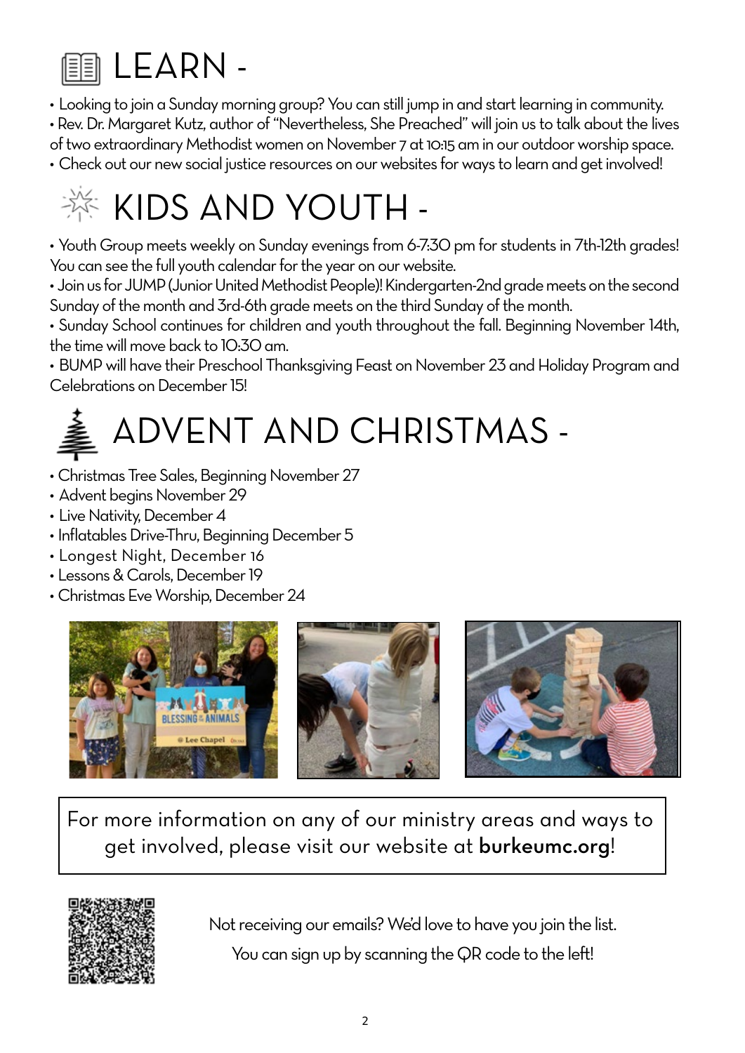# LEARN -

- Looking to join a Sunday morning group? You can still jump in and start learning in community.
- Rev. Dr. Margaret Kutz, author of "Nevertheless, She Preached" will join us to talk about the lives of two extraordinary Methodist women on November 7 at 10:15 am in our outdoor worship space.
- Check out our new social justice resources on our websites for ways to learn and get involved!

# KIDS AND YOUTH -

- Youth Group meets weekly on Sunday evenings from 6-7:30 pm for students in 7th-12th grades! You can see the full youth calendar for the year on our website.
- Join us for JUMP (Junior United Methodist People)! Kindergarten-2nd grade meets on the second Sunday of the month and 3rd-6th grade meets on the third Sunday of the month.
- Sunday School continues for children and youth throughout the fall. Beginning November 14th, the time will move back to 10:30 am.
- BUMP will have their Preschool Thanksgiving Feast on November 23 and Holiday Program and Celebrations on December 15!

# ADVENT AND CHRISTMAS -

- Christmas Tree Sales, Beginning November 27
- Advent begins November 29
- Live Nativity, December 4
- Inflatables Drive-Thru, Beginning December 5
- Longest Night, December 16
- Lessons & Carols, December 19
- Christmas Eve Worship, December 24

For more information on any of our ministry areas and ways to get involved, please visit our website at **burkeumc.org**!

Not receiving our emails? We'd love to have you join the list.

You can sign up by scanning the QR code to the left!